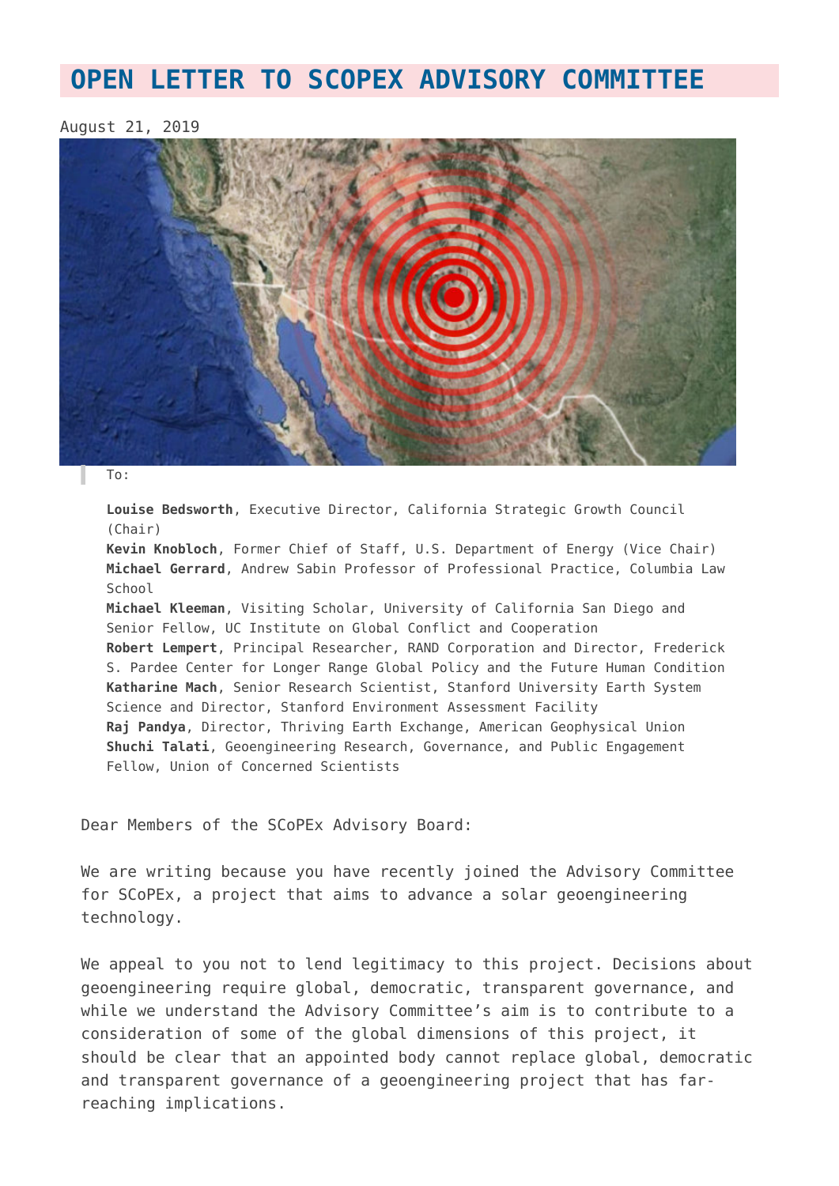# OPEN LETTER TO SCOPEX ADVISORY COMMITTEE

August 21, 2019

To:

**Louise Bedsworth**, Executive Director, California Strategic Growth Council (Chair)
**Kevin Knobloch**, Former Chief of Staff, U.S. Department of Energy (Vice Chair)
**Michael Gerrard**, Andrew Sabin Professor of Professional Practice, Columbia Law School
**Michael Kleeman**, Visiting Scholar, University of California San Diego and Senior Fellow, UC Institute on Global Conflict and Cooperation
**Robert Lempert**, Principal Researcher, RAND Corporation and Director, Frederick S. Pardee Center for Longer Range Global Policy and the Future Human Condition
**Katharine Mach**, Senior Research Scientist, Stanford University Earth System Science and Director, Stanford Environment Assessment Facility
**Raj Pandya**, Director, Thriving Earth Exchange, American Geophysical Union
**Shuchi Talati**, Geoengineering Research, Governance, and Public Engagement Fellow, Union of Concerned Scientists

Dear Members of the SCoPEx Advisory Board:

We are writing because you have recently joined the Advisory Committee for SCoPEx, a project that aims to advance a solar geoengineering technology.

We appeal to you not to lend legitimacy to this project. Decisions about geoengineering require global, democratic, transparent governance, and while we understand the Advisory Committee's aim is to contribute to a consideration of some of the global dimensions of this project, it should be clear that an appointed body cannot replace global, democratic and transparent governance of a geoengineering project that has far-reaching implications.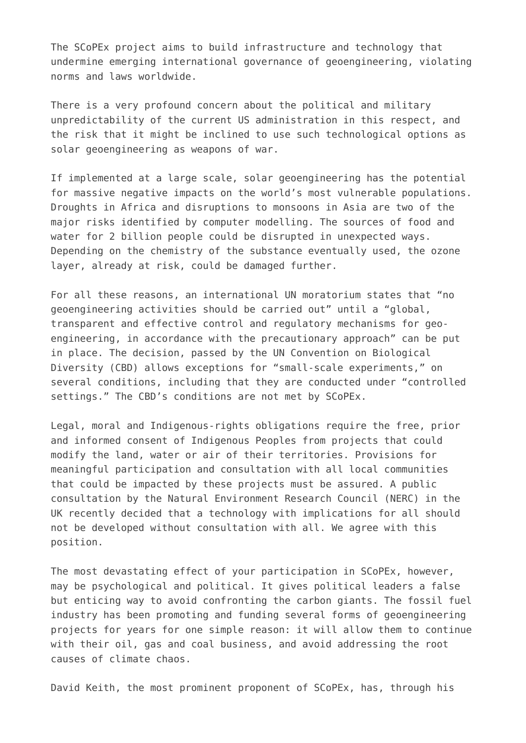The SCoPEx project aims to build infrastructure and technology that undermine emerging international governance of geoengineering, violating norms and laws worldwide.

There is a very profound concern about the political and military unpredictability of the current US administration in this respect, and the risk that it might be inclined to use such technological options as solar geoengineering as weapons of war.

If implemented at a large scale, solar geoengineering has the potential for massive negative impacts on the world's most vulnerable populations. Droughts in Africa and disruptions to monsoons in Asia are two of the major risks identified by computer modelling. The sources of food and water for 2 billion people could be disrupted in unexpected ways. Depending on the chemistry of the substance eventually used, the ozone layer, already at risk, could be damaged further.

For all these reasons, an international UN moratorium states that "no geoengineering activities should be carried out" until a "global, transparent and effective control and regulatory mechanisms for geo-engineering, in accordance with the precautionary approach" can be put in place. The decision, passed by the UN Convention on Biological Diversity (CBD) allows exceptions for "small-scale experiments," on several conditions, including that they are conducted under "controlled settings." The CBD's conditions are not met by SCoPEx.

Legal, moral and Indigenous-rights obligations require the free, prior and informed consent of Indigenous Peoples from projects that could modify the land, water or air of their territories. Provisions for meaningful participation and consultation with all local communities that could be impacted by these projects must be assured. A public consultation by the Natural Environment Research Council (NERC) in the UK recently decided that a technology with implications for all should not be developed without consultation with all. We agree with this position.

The most devastating effect of your participation in SCoPEx, however, may be psychological and political. It gives political leaders a false but enticing way to avoid confronting the carbon giants. The fossil fuel industry has been promoting and funding several forms of geoengineering projects for years for one simple reason: it will allow them to continue with their oil, gas and coal business, and avoid addressing the root causes of climate chaos.

David Keith, the most prominent proponent of SCoPEx, has, through his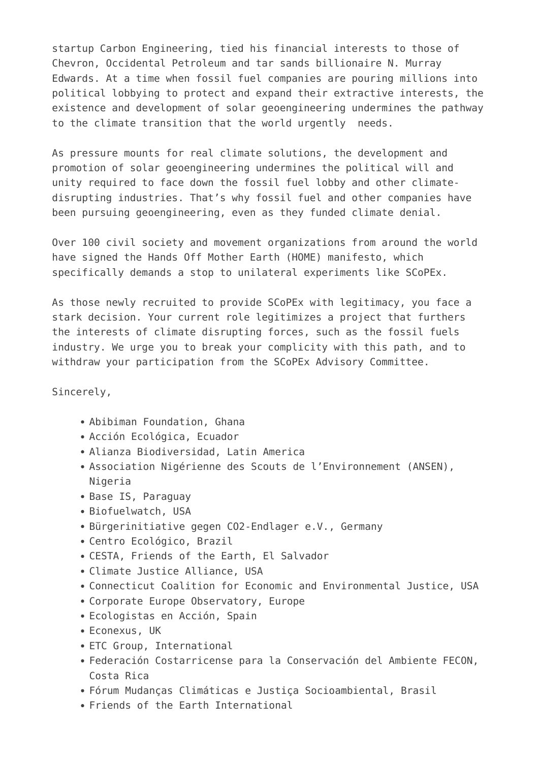startup Carbon Engineering, tied his financial interests to those of Chevron, Occidental Petroleum and tar sands billionaire N. Murray Edwards. At a time when fossil fuel companies are pouring millions into political lobbying to protect and expand their extractive interests, the existence and development of solar geoengineering undermines the pathway to the climate transition that the world urgently needs.

As pressure mounts for real climate solutions, the development and promotion of solar geoengineering undermines the political will and unity required to face down the fossil fuel lobby and other climate-disrupting industries. That's why fossil fuel and other companies have been pursuing geoengineering, even as they funded climate denial.

Over 100 civil society and movement organizations from around the world have signed the Hands Off Mother Earth (HOME) manifesto, which specifically demands a stop to unilateral experiments like SCoPEx.

As those newly recruited to provide SCoPEx with legitimacy, you face a stark decision. Your current role legitimizes a project that furthers the interests of climate disrupting forces, such as the fossil fuels industry. We urge you to break your complicity with this path, and to withdraw your participation from the SCoPEx Advisory Committee.

Sincerely,

- Abibiman Foundation, Ghana
- Acción Ecológica, Ecuador
- Alianza Biodiversidad, Latin America
- Association Nigérienne des Scouts de l'Environnement (ANSEN), Nigeria
- Base IS, Paraguay
- Biofuelwatch, USA
- Bürgerinitiative gegen CO2-Endlager e.V., Germany
- Centro Ecológico, Brazil
- CESTA, Friends of the Earth, El Salvador
- Climate Justice Alliance, USA
- Connecticut Coalition for Economic and Environmental Justice, USA
- Corporate Europe Observatory, Europe
- Ecologistas en Acción, Spain
- Econexus, UK
- ETC Group, International
- Federación Costarricense para la Conservación del Ambiente FECON, Costa Rica
- Fórum Mudanças Climáticas e Justiça Socioambiental, Brasil
- Friends of the Earth International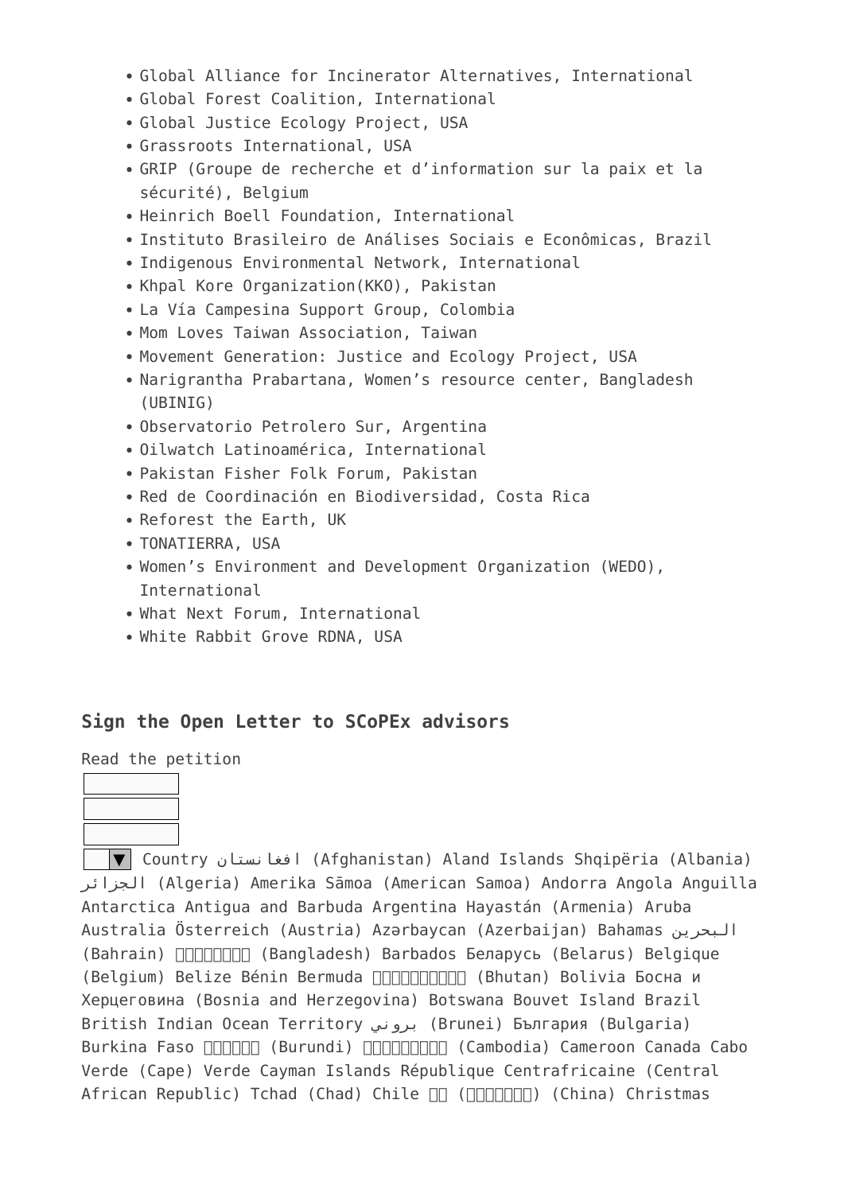- Global Alliance for Incinerator Alternatives, International
- Global Forest Coalition, International
- Global Justice Ecology Project, USA
- Grassroots International, USA
- GRIP (Groupe de recherche et d'information sur la paix et la sécurité), Belgium
- Heinrich Boell Foundation, International
- Instituto Brasileiro de Análises Sociais e Econômicas, Brazil
- Indigenous Environmental Network, International
- Khpal Kore Organization(KKO), Pakistan
- La Vía Campesina Support Group, Colombia
- Mom Loves Taiwan Association, Taiwan
- Movement Generation: Justice and Ecology Project, USA
- Narigrantha Prabartana, Women's resource center, Bangladesh (UBINIG)
- Observatorio Petrolero Sur, Argentina
- Oilwatch Latinoamérica, International
- Pakistan Fisher Folk Forum, Pakistan
- Red de Coordinación en Biodiversidad, Costa Rica
- Reforest the Earth, UK
- TONATIERRA, USA
- Women's Environment and Development Organization (WEDO), International
- What Next Forum, International
- White Rabbit Grove RDNA, USA

## Sign the Open Letter to SCoPEx advisors

Read the petition

Country افغانستان (Afghanistan) Aland Islands Shqipëria (Albania) الجزائر (Algeria) Amerika Sāmoa (American Samoa) Andorra Angola Anguilla Antarctica Antigua and Barbuda Argentina Hayastán (Armenia) Aruba Australia Österreich (Austria) Azərbaycan (Azerbaijan) Bahamas البحرين (Bahrain) □□□□□□□□ (Bangladesh) Barbados Беларусь (Belarus) Belgique (Belgium) Belize Bénin Bermuda □□□□□□□□□□ (Bhutan) Bolivia Босна и Херцеговина (Bosnia and Herzegovina) Botswana Bouvet Island Brazil British Indian Ocean Territory بروني (Brunei) България (Bulgaria) Burkina Faso □□□□□□ (Burundi) □□□□□□□□□ (Cambodia) Cameroon Canada Cabo Verde (Cape) Verde Cayman Islands République Centrafricaine (Central African Republic) Tchad (Chad) Chile □□ (□□□□□□□□) (China) Christmas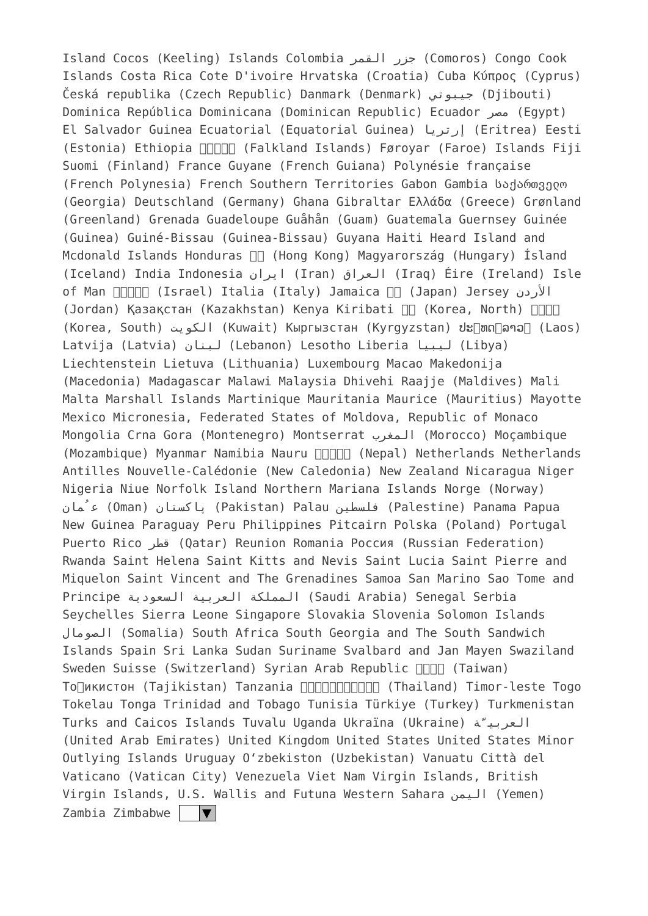Island Cocos (Keeling) Islands Colombia جزر القمر (Comoros) Congo Cook Islands Costa Rica Cote D'ivoire Hrvatska (Croatia) Cuba Κύπρος (Cyprus) Česká republika (Czech Republic) Danmark (Denmark) جيبوتي (Djibouti) Dominica República Dominicana (Dominican Republic) Ecuador مصر (Egypt) El Salvador Guinea Ecuatorial (Equatorial Guinea) إرتريا (Eritrea) Eesti (Estonia) Ethiopia ����� (Falkland Islands) Føroyar (Faroe) Islands Fiji Suomi (Finland) France Guyane (French Guiana) Polynésie française (French Polynesia) French Southern Territories Gabon Gambia საქართველო (Georgia) Deutschland (Germany) Ghana Gibraltar Ελλάδα (Greece) Grønland (Greenland) Grenada Guadeloupe Guåhån (Guam) Guatemala Guernsey Guinée (Guinea) Guiné-Bissau (Guinea-Bissau) Guyana Haiti Heard Island and Mcdonald Islands Honduras �� (Hong Kong) Magyarország (Hungary) Ísland (Iceland) India Indonesia ایران (Iran) العراق (Iraq) Éire (Ireland) Isle of Man ����� (Israel) Italia (Italy) Jamaica �� (Japan) Jersey الأردن (Jordan) Қазақстан (Kazakhstan) Kenya Kiribati �� (Korea, North) ���� (Korea, South) الكويت (Kuwait) Кыргызстан (Kyrgyzstan) ປະ�ທ�ລາວ� (Laos) Latvija (Latvia) لبنان (Lebanon) Lesotho Liberia ليبيا (Libya) Liechtenstein Lietuva (Lithuania) Luxembourg Macao Makedonija (Macedonia) Madagascar Malawi Malaysia Dhivehi Raajje (Maldives) Mali Malta Marshall Islands Martinique Mauritania Maurice (Mauritius) Mayotte Mexico Micronesia, Federated States of Moldova, Republic of Monaco Mongolia Crna Gora (Montenegro) Montserrat المغرب (Morocco) Moçambique (Mozambique) Myanmar Namibia Nauru ����� (Nepal) Netherlands Netherlands Antilles Nouvelle-Calédonie (New Caledonia) New Zealand Nicaragua Niger Nigeria Niue Norfolk Island Northern Mariana Islands Norge (Norway) عُمان (Oman) پاکستان (Pakistan) Palau فلسطين (Palestine) Panama Papua New Guinea Paraguay Peru Philippines Pitcairn Polska (Poland) Portugal Puerto Rico قطر (Qatar) Reunion Romania Россия (Russian Federation) Rwanda Saint Helena Saint Kitts and Nevis Saint Lucia Saint Pierre and Miquelon Saint Vincent and The Grenadines Samoa San Marino Sao Tome and Principe المملكة العربية السعودية (Saudi Arabia) Senegal Serbia Seychelles Sierra Leone Singapore Slovakia Slovenia Solomon Islands الصومال (Somalia) South Africa South Georgia and The South Sandwich Islands Spain Sri Lanka Sudan Suriname Svalbard and Jan Mayen Swaziland Sweden Suisse (Switzerland) Syrian Arab Republic ���� (Taiwan) То�икистон (Tajikistan) Tanzania ����������� (Thailand) Timor-leste Togo Tokelau Tonga Trinidad and Tobago Tunisia Türkiye (Turkey) Turkmenistan Turks and Caicos Islands Tuvalu Uganda Ukraïna (Ukraine) العربيّة (United Arab Emirates) United Kingdom United States United States Minor Outlying Islands Uruguay O‘zbekiston (Uzbekistan) Vanuatu Città del Vaticano (Vatican City) Venezuela Viet Nam Virgin Islands, British Virgin Islands, U.S. Wallis and Futuna Western Sahara اليمن (Yemen) Zambia Zimbabwe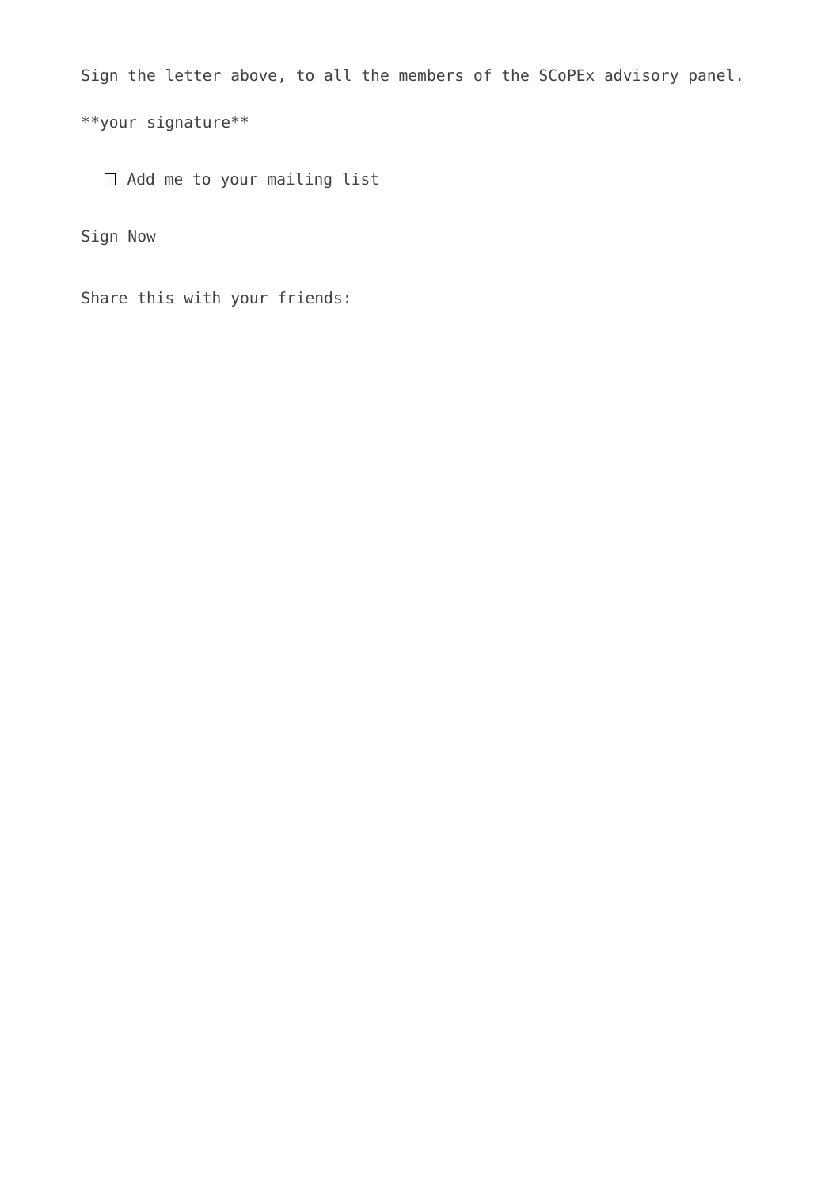Sign the letter above, to all the members of the SCoPEx advisory panel.

**your signature**

- [ ] Add me to your mailing list

Sign Now

Share this with your friends: